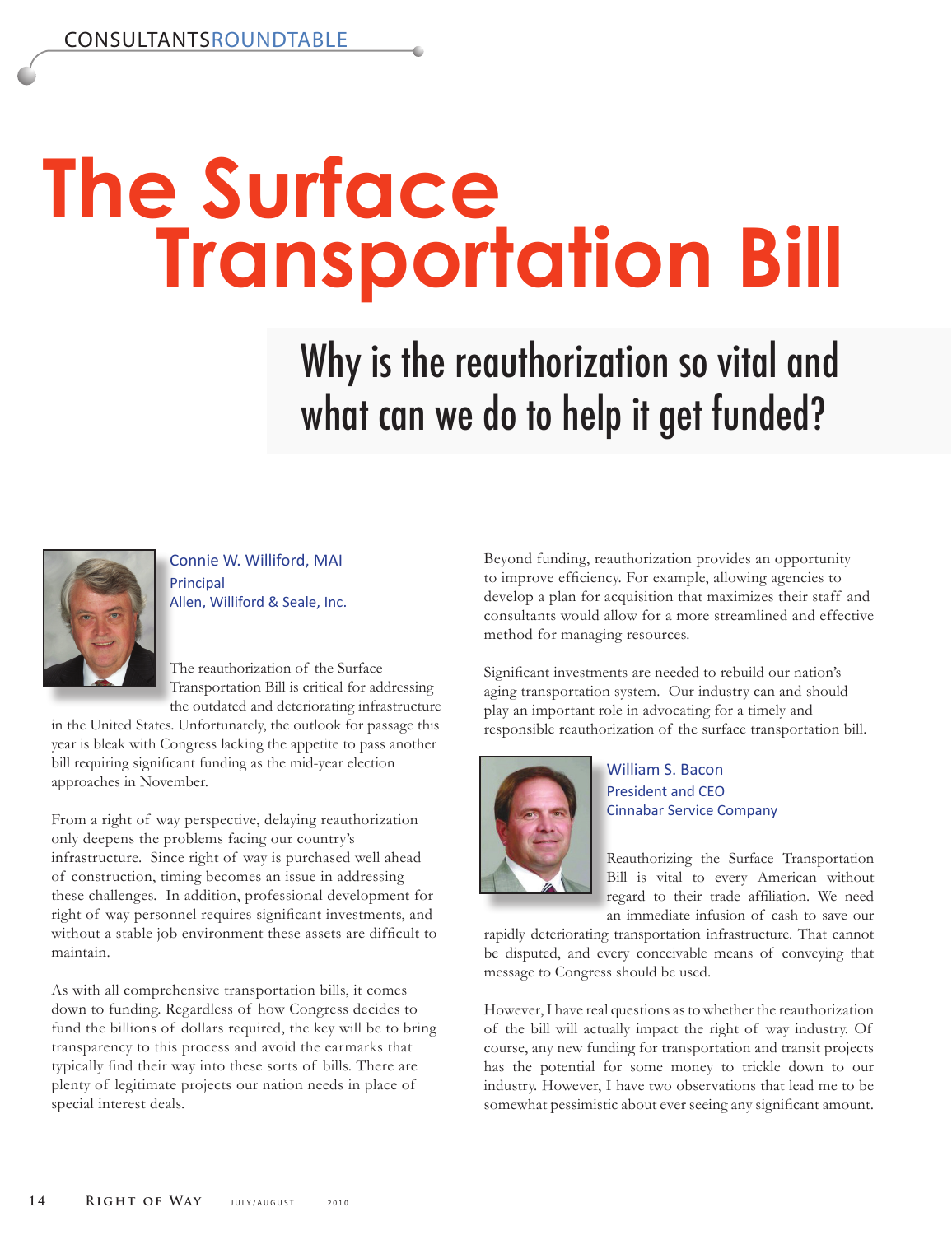CONSULTANTSROUNDTABLE

# The Surface Transportation Bill

## Why is the reauthorization so vital and what can we do to help it get funded?

**Connie W. Williford, MAI**
Principal
Allen, Williford & Seale, Inc.

The reauthorization of the Surface Transportation Bill is critical for addressing the outdated and deteriorating infrastructure in the United States. Unfortunately, the outlook for passage this year is bleak with Congress lacking the appetite to pass another bill requiring significant funding as the mid-year election approaches in November.

From a right of way perspective, delaying reauthorization only deepens the problems facing our country's infrastructure. Since right of way is purchased well ahead of construction, timing becomes an issue in addressing these challenges. In addition, professional development for right of way personnel requires significant investments, and without a stable job environment these assets are difficult to maintain.

As with all comprehensive transportation bills, it comes down to funding. Regardless of how Congress decides to fund the billions of dollars required, the key will be to bring transparency to this process and avoid the earmarks that typically find their way into these sorts of bills. There are plenty of legitimate projects our nation needs in place of special interest deals.

Beyond funding, reauthorization provides an opportunity to improve efficiency. For example, allowing agencies to develop a plan for acquisition that maximizes their staff and consultants would allow for a more streamlined and effective method for managing resources.

Significant investments are needed to rebuild our nation's aging transportation system. Our industry can and should play an important role in advocating for a timely and responsible reauthorization of the surface transportation bill.

**William S. Bacon**
President and CEO
Cinnabar Service Company

Reauthorizing the Surface Transportation Bill is vital to every American without regard to their trade affiliation. We need an immediate infusion of cash to save our rapidly deteriorating transportation infrastructure. That cannot be disputed, and every conceivable means of conveying that message to Congress should be used.

However, I have real questions as to whether the reauthorization of the bill will actually impact the right of way industry. Of course, any new funding for transportation and transit projects has the potential for some money to trickle down to our industry. However, I have two observations that lead me to be somewhat pessimistic about ever seeing any significant amount.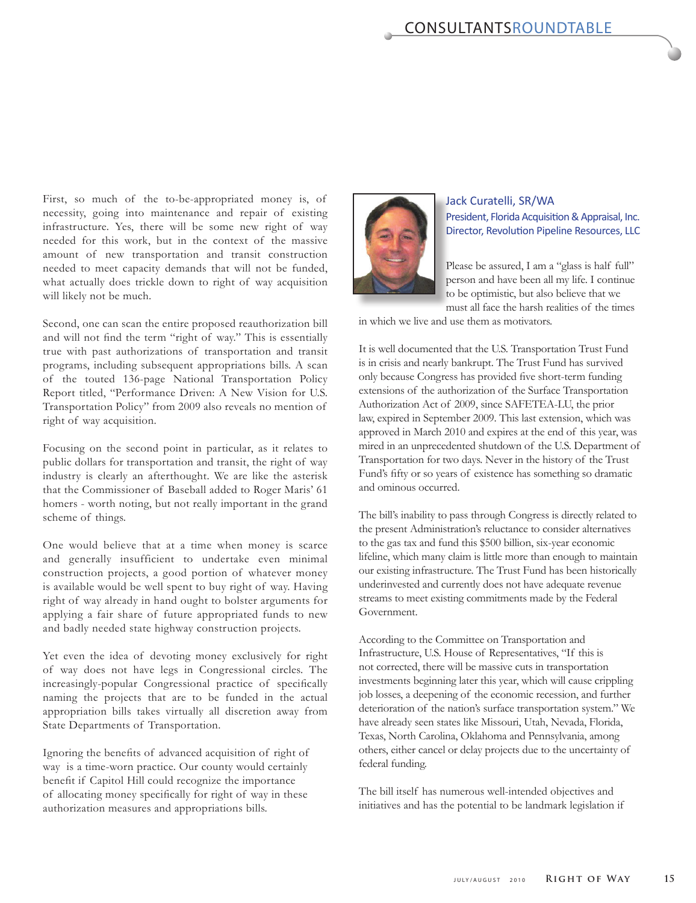First, so much of the to-be-appropriated money is, of necessity, going into maintenance and repair of existing infrastructure. Yes, there will be some new right of way needed for this work, but in the context of the massive amount of new transportation and transit construction needed to meet capacity demands that will not be funded, what actually does trickle down to right of way acquisition will likely not be much.

Second, one can scan the entire proposed reauthorization bill and will not find the term "right of way." This is essentially true with past authorizations of transportation and transit programs, including subsequent appropriations bills. A scan of the touted 136-page National Transportation Policy Report titled, "Performance Driven: A New Vision for U.S. Transportation Policy" from 2009 also reveals no mention of right of way acquisition.

Focusing on the second point in particular, as it relates to public dollars for transportation and transit, the right of way industry is clearly an afterthought. We are like the asterisk that the Commissioner of Baseball added to Roger Maris' 61 homers - worth noting, but not really important in the grand scheme of things.

One would believe that at a time when money is scarce and generally insufficient to undertake even minimal construction projects, a good portion of whatever money is available would be well spent to buy right of way. Having right of way already in hand ought to bolster arguments for applying a fair share of future appropriated funds to new and badly needed state highway construction projects.

Yet even the idea of devoting money exclusively for right of way does not have legs in Congressional circles. The increasingly-popular Congressional practice of specifically naming the projects that are to be funded in the actual appropriation bills takes virtually all discretion away from State Departments of Transportation.

Ignoring the benefits of advanced acquisition of right of way is a time-worn practice. Our county would certainly benefit if Capitol Hill could recognize the importance of allocating money specifically for right of way in these authorization measures and appropriations bills.

### Jack Curatelli, SR/WA

**President, Florida Acquisition & Appraisal, Inc.**
**Director, Revolution Pipeline Resources, LLC**

Please be assured, I am a "glass is half full" person and have been all my life. I continue to be optimistic, but also believe that we must all face the harsh realities of the times in which we live and use them as motivators.

It is well documented that the U.S. Transportation Trust Fund is in crisis and nearly bankrupt. The Trust Fund has survived only because Congress has provided five short-term funding extensions of the authorization of the Surface Transportation Authorization Act of 2009, since SAFETEA-LU, the prior law, expired in September 2009. This last extension, which was approved in March 2010 and expires at the end of this year, was mired in an unprecedented shutdown of the U.S. Department of Transportation for two days. Never in the history of the Trust Fund's fifty or so years of existence has something so dramatic and ominous occurred.

The bill's inability to pass through Congress is directly related to the present Administration's reluctance to consider alternatives to the gas tax and fund this $500 billion, six-year economic lifeline, which many claim is little more than enough to maintain our existing infrastructure. The Trust Fund has been historically underinvested and currently does not have adequate revenue streams to meet existing commitments made by the Federal Government.

According to the Committee on Transportation and Infrastructure, U.S. House of Representatives, "If this is not corrected, there will be massive cuts in transportation investments beginning later this year, which will cause crippling job losses, a deepening of the economic recession, and further deterioration of the nation's surface transportation system." We have already seen states like Missouri, Utah, Nevada, Florida, Texas, North Carolina, Oklahoma and Pennsylvania, among others, either cancel or delay projects due to the uncertainty of federal funding.

The bill itself has numerous well-intended objectives and initiatives and has the potential to be landmark legislation if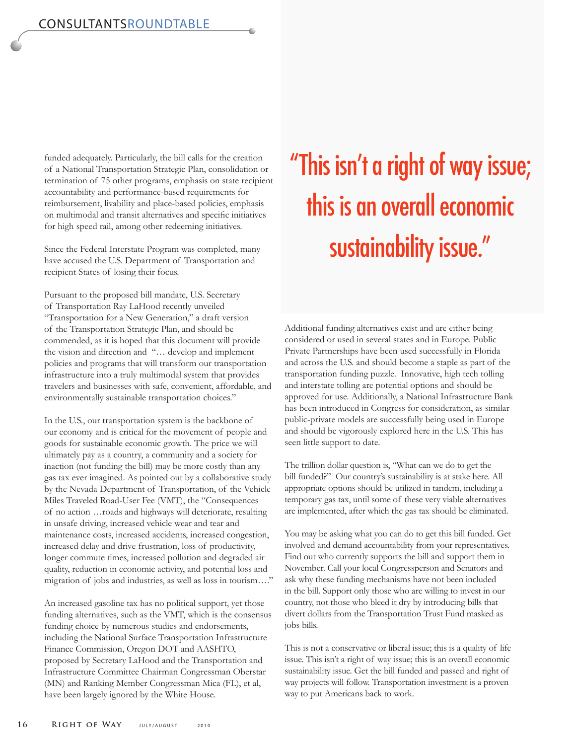funded adequately. Particularly, the bill calls for the creation of a National Transportation Strategic Plan, consolidation or termination of 75 other programs, emphasis on state recipient accountability and performance-based requirements for reimbursement, livability and place-based policies, emphasis on multimodal and transit alternatives and specific initiatives for high speed rail, among other redeeming initiatives.

Since the Federal Interstate Program was completed, many have accused the U.S. Department of Transportation and recipient States of losing their focus.

Pursuant to the proposed bill mandate, U.S. Secretary of Transportation Ray LaHood recently unveiled "Transportation for a New Generation," a draft version of the Transportation Strategic Plan, and should be commended, as it is hoped that this document will provide the vision and direction and "… develop and implement policies and programs that will transform our transportation infrastructure into a truly multimodal system that provides travelers and businesses with safe, convenient, affordable, and environmentally sustainable transportation choices."

In the U.S., our transportation system is the backbone of our economy and is critical for the movement of people and goods for sustainable economic growth. The price we will ultimately pay as a country, a community and a society for inaction (not funding the bill) may be more costly than any gas tax ever imagined. As pointed out by a collaborative study by the Nevada Department of Transportation, of the Vehicle Miles Traveled Road-User Fee (VMT), the "Consequences of no action …roads and highways will deteriorate, resulting in unsafe driving, increased vehicle wear and tear and maintenance costs, increased accidents, increased congestion, increased delay and drive frustration, loss of productivity, longer commute times, increased pollution and degraded air quality, reduction in economic activity, and potential loss and migration of jobs and industries, as well as loss in tourism…."

An increased gasoline tax has no political support, yet those funding alternatives, such as the VMT, which is the consensus funding choice by numerous studies and endorsements, including the National Surface Transportation Infrastructure Finance Commission, Oregon DOT and AASHTO, proposed by Secretary LaHood and the Transportation and Infrastructure Committee Chairman Congressman Oberstar (MN) and Ranking Member Congressman Mica (FL), et al, have been largely ignored by the White House.

> "This isn't a right of way issue; this is an overall economic sustainability issue."

Additional funding alternatives exist and are either being considered or used in several states and in Europe. Public Private Partnerships have been used successfully in Florida and across the U.S. and should become a staple as part of the transportation funding puzzle. Innovative, high tech tolling and interstate tolling are potential options and should be approved for use. Additionally, a National Infrastructure Bank has been introduced in Congress for consideration, as similar public-private models are successfully being used in Europe and should be vigorously explored here in the U.S. This has seen little support to date.

The trillion dollar question is, "What can we do to get the bill funded?" Our country's sustainability is at stake here. All appropriate options should be utilized in tandem, including a temporary gas tax, until some of these very viable alternatives are implemented, after which the gas tax should be eliminated.

You may be asking what you can do to get this bill funded. Get involved and demand accountability from your representatives. Find out who currently supports the bill and support them in November. Call your local Congressperson and Senators and ask why these funding mechanisms have not been included in the bill. Support only those who are willing to invest in our country, not those who bleed it dry by introducing bills that divert dollars from the Transportation Trust Fund masked as jobs bills.

This is not a conservative or liberal issue; this is a quality of life issue. This isn't a right of way issue; this is an overall economic sustainability issue. Get the bill funded and passed and right of way projects will follow. Transportation investment is a proven way to put Americans back to work.